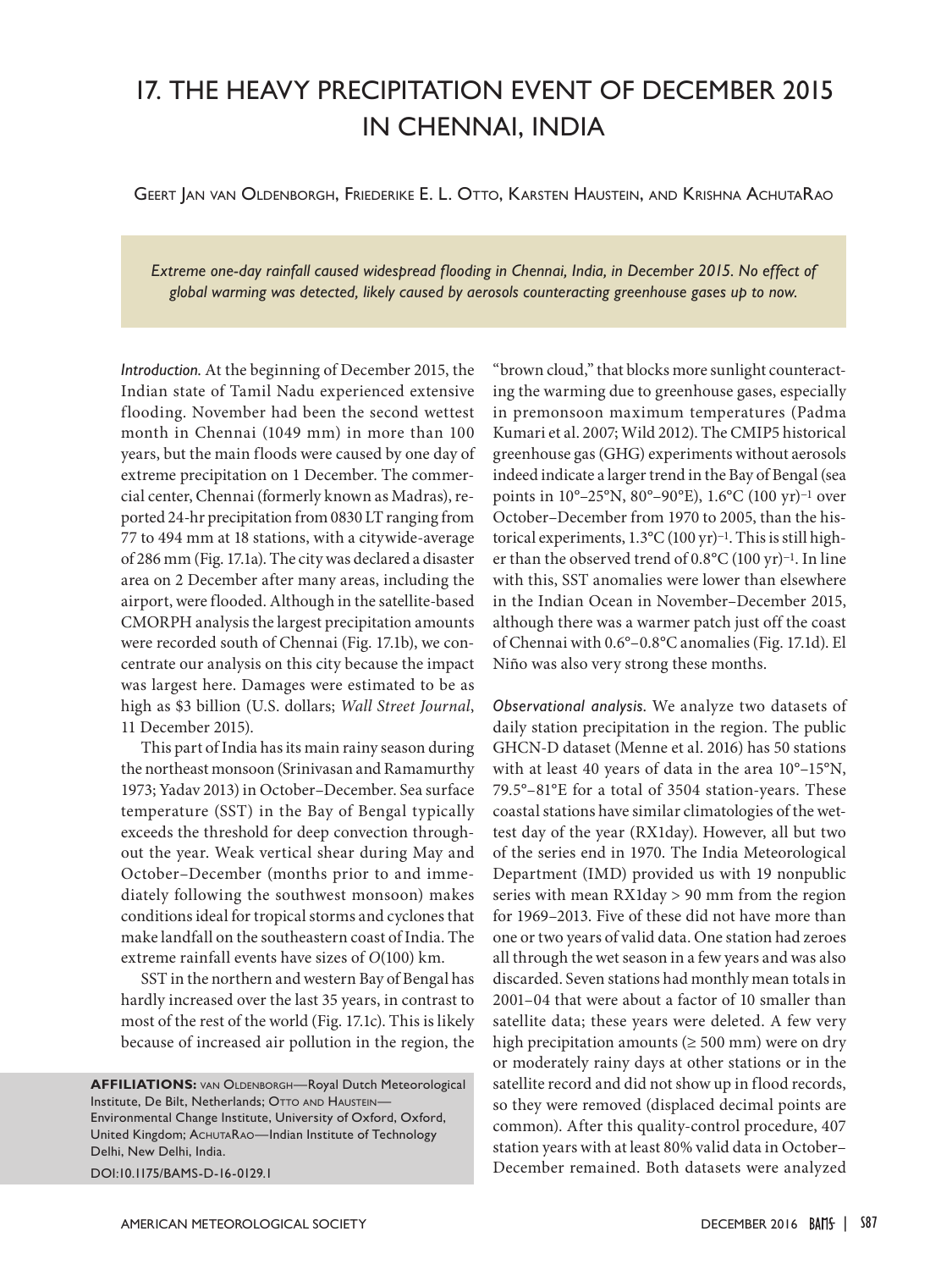# 17. THE HEAVY PRECIPITATION EVENT OF DECEMBER 2015 IN CHENNAI, INDIA

Geert Jan van Oldenborgh, Friederike E. L. Otto, Karsten Haustein, and Krishna AchutaRao

*Extreme one-day rainfall caused widespread flooding in Chennai, India, in December 2015. No effect of global warming was detected, likely caused by aerosols counteracting greenhouse gases up to now.*

*Introduction.* At the beginning of December 2015, the Indian state of Tamil Nadu experienced extensive flooding. November had been the second wettest month in Chennai (1049 mm) in more than 100 years, but the main floods were caused by one day of extreme precipitation on 1 December. The commercial center, Chennai (formerly known as Madras), reported 24-hr precipitation from 0830 LT ranging from 77 to 494 mm at 18 stations, with a citywide-average of 286 mm (Fig. 17.1a). The city was declared a disaster area on 2 December after many areas, including the airport, were flooded. Although in the satellite-based CMORPH analysis the largest precipitation amounts were recorded south of Chennai (Fig. 17.1b), we concentrate our analysis on this city because the impact was largest here. Damages were estimated to be as high as $3 billion (U.S. dollars; *Wall Street Journal*, 11 December 2015).

This part of India has its main rainy season during the northeast monsoon (Srinivasan and Ramamurthy 1973; Yadav 2013) in October–December. Sea surface temperature (SST) in the Bay of Bengal typically exceeds the threshold for deep convection throughout the year. Weak vertical shear during May and October–December (months prior to and immediately following the southwest monsoon) makes conditions ideal for tropical storms and cyclones that make landfall on the southeastern coast of India. The extreme rainfall events have sizes of $O(100)$ km.

SST in the northern and western Bay of Bengal has hardly increased over the last 35 years, in contrast to most of the rest of the world (Fig. 17.1c). This is likely because of increased air pollution in the region, the "brown cloud," that blocks more sunlight counteracting the warming due to greenhouse gases, especially in premonsoon maximum temperatures (Padma Kumari et al. 2007; Wild 2012). The CMIP5 historical greenhouse gas (GHG) experiments without aerosols indeed indicate a larger trend in the Bay of Bengal (sea points in 10°–25°N, 80°–90°E), 1.6°C $(100\ \text{yr})^{-1}$ over October–December from 1970 to 2005, than the historical experiments, 1.3°C $(100\ \text{yr})^{-1}$. This is still higher than the observed trend of 0.8°C $(100\ \text{yr})^{-1}$. In line with this, SST anomalies were lower than elsewhere in the Indian Ocean in November–December 2015, although there was a warmer patch just off the coast of Chennai with 0.6°–0.8°C anomalies (Fig. 17.1d). El Niño was also very strong these months.

*Observational analysis.* We analyze two datasets of daily station precipitation in the region. The public GHCN-D dataset (Menne et al. 2016) has 50 stations with at least 40 years of data in the area 10°–15°N, 79.5°–81°E for a total of 3504 station-years. These coastal stations have similar climatologies of the wettest day of the year (RX1day). However, all but two of the series end in 1970. The India Meteorological Department (IMD) provided us with 19 nonpublic series with mean RX1day > 90 mm from the region for 1969–2013. Five of these did not have more than one or two years of valid data. One station had zeroes all through the wet season in a few years and was also discarded. Seven stations had monthly mean totals in 2001–04 that were about a factor of 10 smaller than satellite data; these years were deleted. A few very high precipitation amounts (≥ 500 mm) were on dry or moderately rainy days at other stations or in the satellite record and did not show up in flood records, so they were removed (displaced decimal points are common). After this quality-control procedure, 407 station years with at least 80% valid data in October–December remained. Both datasets were analyzed

**AFFILIATIONS:** van Oldenborgh—Royal Dutch Meteorological Institute, De Bilt, Netherlands; Otto and Haustein—Environmental Change Institute, University of Oxford, Oxford, United Kingdom; AchutaRao—Indian Institute of Technology Delhi, New Delhi, India.

DOI:10.1175/BAMS-D-16-0129.1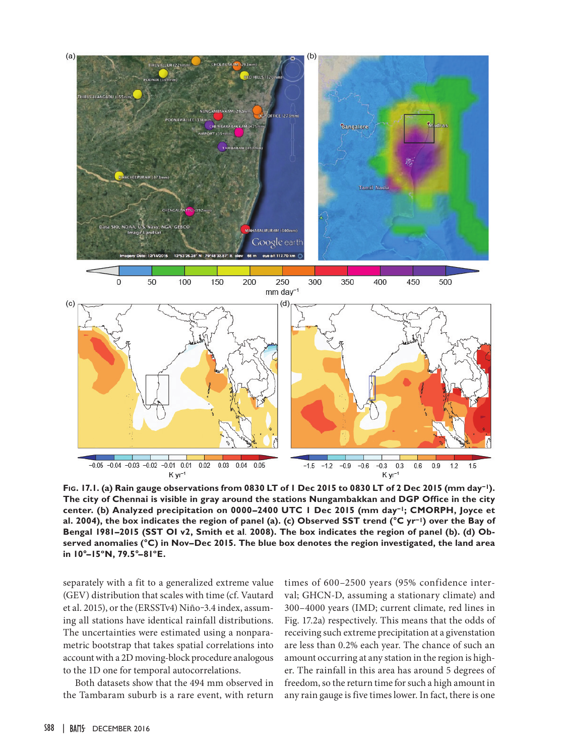**Fig. 17.1. (a) Rain gauge observations from 0830 LT of 1 Dec 2015 to 0830 LT of 2 Dec 2015 (mm day$^{-1}$). The city of Chennai is visible in gray around the stations Nungambakkan and DGP Office in the city center. (b) Analyzed precipitation on 0000–2400 UTC 1 Dec 2015 (mm day$^{-1}$; CMORPH, Joyce et al. 2004), the box indicates the region of panel (a). (c) Observed SST trend (°C yr$^{-1}$) over the Bay of Bengal 1981–2015 (SST OI v2, Smith et al. 2008). The box indicates the region of panel (b). (d) Observed anomalies (°C) in Nov–Dec 2015. The blue box denotes the region investigated, the land area in 10°–15°N, 79.5°–81°E.**

separately with a fit to a generalized extreme value (GEV) distribution that scales with time (cf. Vautard et al. 2015), or the (ERSSTv4) Niño-3.4 index, assuming all stations have identical rainfall distributions. The uncertainties were estimated using a nonparametric bootstrap that takes spatial correlations into account with a 2D moving-block procedure analogous to the 1D one for temporal autocorrelations.

Both datasets show that the 494 mm observed in the Tambaram suburb is a rare event, with return times of 600–2500 years (95% confidence interval; GHCN-D, assuming a stationary climate) and 300–4000 years (IMD; current climate, red lines in Fig. 17.2a) respectively. This means that the odds of receiving such extreme precipitation at a given station are less than 0.2% each year. The chance of such an amount occurring at any station in the region is higher. The rainfall in this area has around 5 degrees of freedom, so the return time for such a high amount in any rain gauge is five times lower. In fact, there is one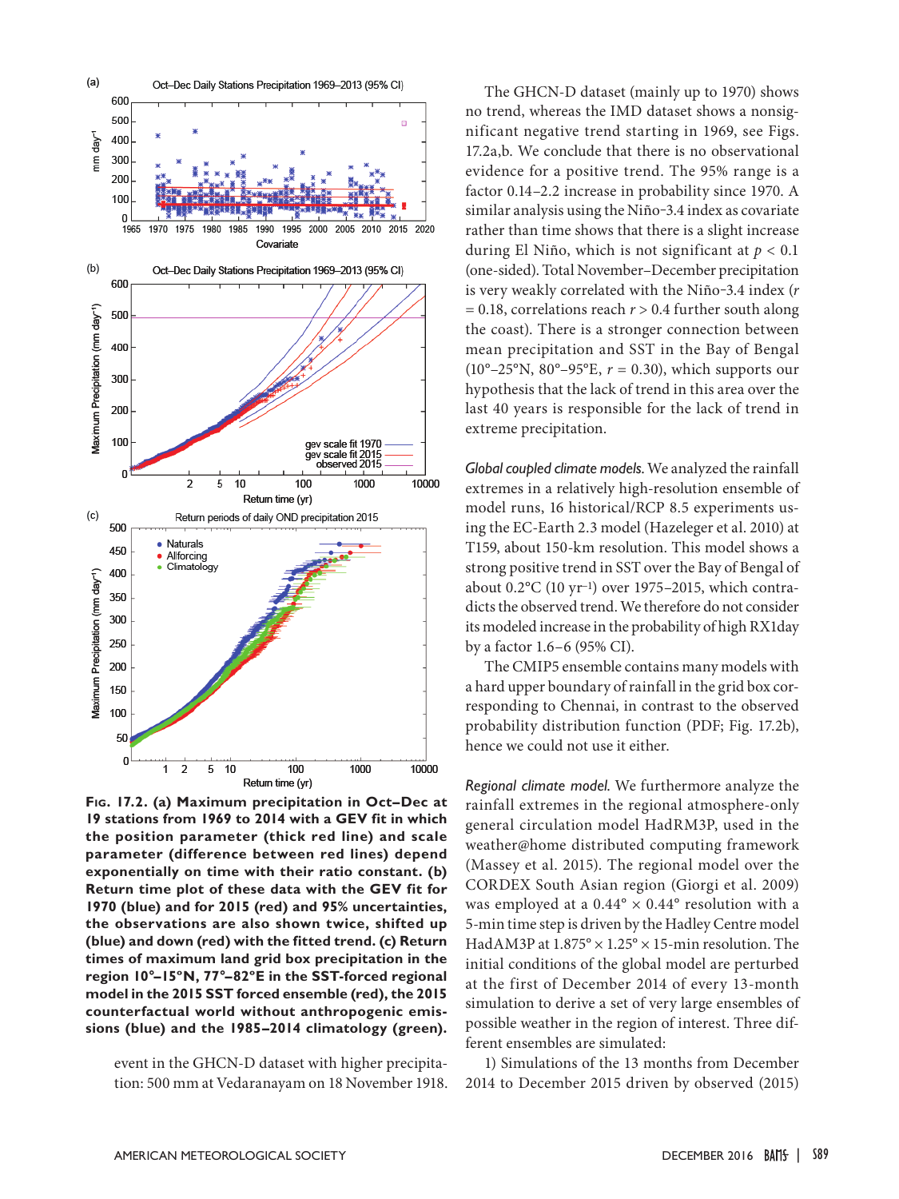**Fig. 17.2. (a) Maximum precipitation in Oct–Dec at 19 stations from 1969 to 2014 with a GEV fit in which the position parameter (thick red line) and scale parameter (difference between red lines) depend exponentially on time with their ratio constant. (b) Return time plot of these data with the GEV fit for 1970 (blue) and for 2015 (red) and 95% uncertainties, the observations are also shown twice, shifted up (blue) and down (red) with the fitted trend. (c) Return times of maximum land grid box precipitation in the region 10°–15°N, 77°–82°E in the SST-forced regional model in the 2015 SST forced ensemble (red), the 2015 counterfactual world without anthropogenic emissions (blue) and the 1985–2014 climatology (green).**

event in the GHCN-D dataset with higher precipitation: 500 mm at Vedaranayam on 18 November 1918.

The GHCN-D dataset (mainly up to 1970) shows no trend, whereas the IMD dataset shows a nonsignificant negative trend starting in 1969, see Figs. 17.2a,b. We conclude that there is no observational evidence for a positive trend. The 95% range is a factor 0.14–2.2 increase in probability since 1970. A similar analysis using the Niño-3.4 index as covariate rather than time shows that there is a slight increase during El Niño, which is not significant at $p < 0.1$ (one-sided). Total November–December precipitation is very weakly correlated with the Niño-3.4 index ($r = 0.18$, correlations reach $r > 0.4$ further south along the coast). There is a stronger connection between mean precipitation and SST in the Bay of Bengal (10°–25°N, 80°–95°E, $r = 0.30$), which supports our hypothesis that the lack of trend in this area over the last 40 years is responsible for the lack of trend in extreme precipitation.

*Global coupled climate models.* We analyzed the rainfall extremes in a relatively high-resolution ensemble of model runs, 16 historical/RCP 8.5 experiments using the EC-Earth 2.3 model (Hazeleger et al. 2010) at T159, about 150-km resolution. This model shows a strong positive trend in SST over the Bay of Bengal of about 0.2°C (10 yr$^{-1}$) over 1975–2015, which contradicts the observed trend. We therefore do not consider its modeled increase in the probability of high RX1day by a factor 1.6–6 (95% CI).

The CMIP5 ensemble contains many models with a hard upper boundary of rainfall in the grid box corresponding to Chennai, in contrast to the observed probability distribution function (PDF; Fig. 17.2b), hence we could not use it either.

*Regional climate model.* We furthermore analyze the rainfall extremes in the regional atmosphere-only general circulation model HadRM3P, used in the weather@home distributed computing framework (Massey et al. 2015). The regional model over the CORDEX South Asian region (Giorgi et al. 2009) was employed at a 0.44° × 0.44° resolution with a 5-min time step is driven by the Hadley Centre model HadAM3P at 1.875° × 1.25° × 15-min resolution. The initial conditions of the global model are perturbed at the first of December 2014 of every 13-month simulation to derive a set of very large ensembles of possible weather in the region of interest. Three different ensembles are simulated:

1) Simulations of the 13 months from December 2014 to December 2015 driven by observed (2015)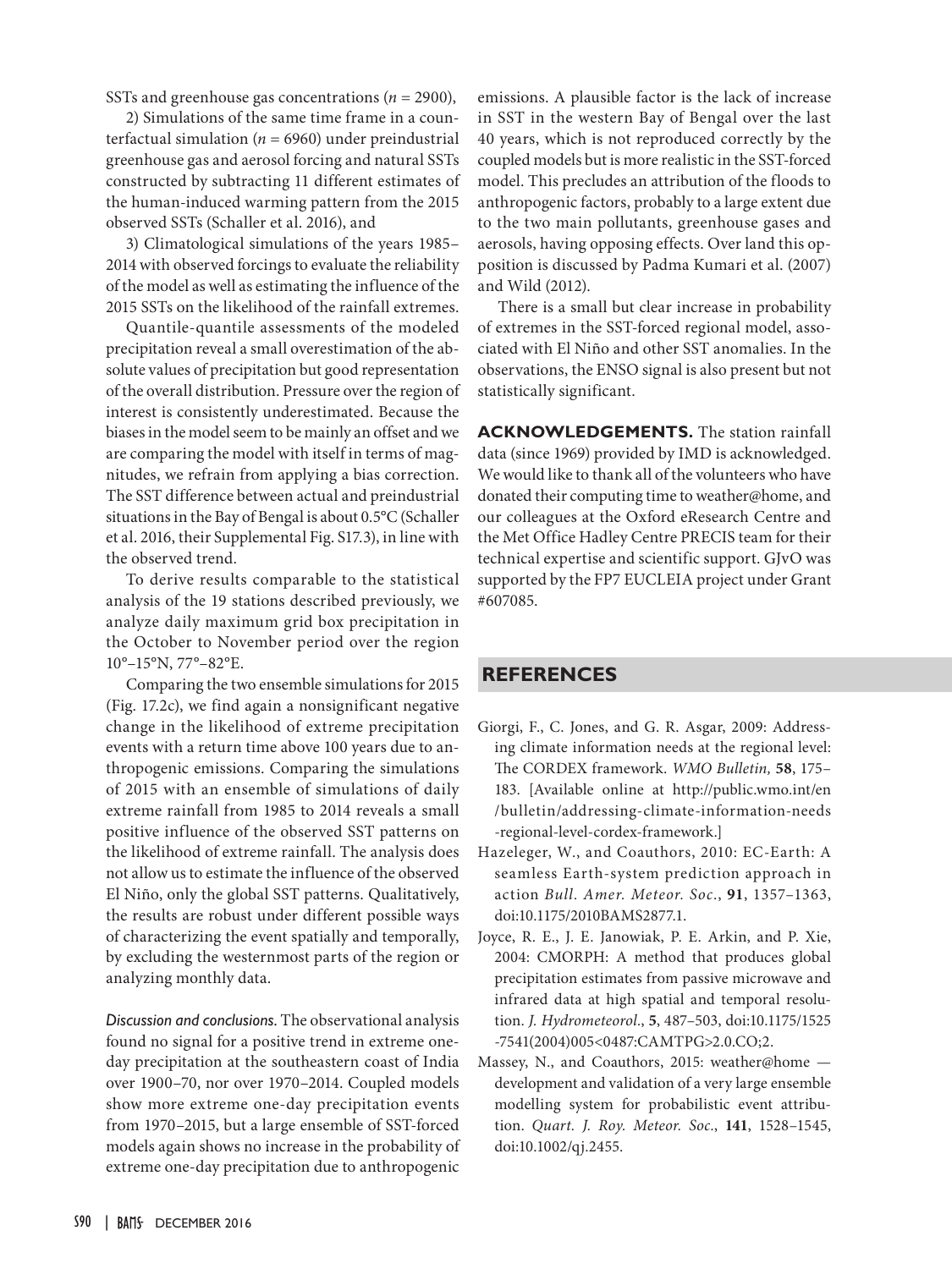SSTs and greenhouse gas concentrations ($n$ = 2900),

2) Simulations of the same time frame in a counterfactual simulation ($n$ = 6960) under preindustrial greenhouse gas and aerosol forcing and natural SSTs constructed by subtracting 11 different estimates of the human-induced warming pattern from the 2015 observed SSTs (Schaller et al. 2016), and

3) Climatological simulations of the years 1985–2014 with observed forcings to evaluate the reliability of the model as well as estimating the influence of the 2015 SSTs on the likelihood of the rainfall extremes.

Quantile-quantile assessments of the modeled precipitation reveal a small overestimation of the absolute values of precipitation but good representation of the overall distribution. Pressure over the region of interest is consistently underestimated. Because the biases in the model seem to be mainly an offset and we are comparing the model with itself in terms of magnitudes, we refrain from applying a bias correction. The SST difference between actual and preindustrial situations in the Bay of Bengal is about 0.5°C (Schaller et al. 2016, their Supplemental Fig. S17.3), in line with the observed trend.

To derive results comparable to the statistical analysis of the 19 stations described previously, we analyze daily maximum grid box precipitation in the October to November period over the region 10°–15°N, 77°–82°E.

Comparing the two ensemble simulations for 2015 (Fig. 17.2c), we find again a nonsignificant negative change in the likelihood of extreme precipitation events with a return time above 100 years due to anthropogenic emissions. Comparing the simulations of 2015 with an ensemble of simulations of daily extreme rainfall from 1985 to 2014 reveals a small positive influence of the observed SST patterns on the likelihood of extreme rainfall. The analysis does not allow us to estimate the influence of the observed El Niño, only the global SST patterns. Qualitatively, the results are robust under different possible ways of characterizing the event spatially and temporally, by excluding the westernmost parts of the region or analyzing monthly data.

*Discussion and conclusions.* The observational analysis found no signal for a positive trend in extreme one-day precipitation at the southeastern coast of India over 1900–70, nor over 1970–2014. Coupled models show more extreme one-day precipitation events from 1970–2015, but a large ensemble of SST-forced models again shows no increase in the probability of extreme one-day precipitation due to anthropogenic emissions. A plausible factor is the lack of increase in SST in the western Bay of Bengal over the last 40 years, which is not reproduced correctly by the coupled models but is more realistic in the SST-forced model. This precludes an attribution of the floods to anthropogenic factors, probably to a large extent due to the two main pollutants, greenhouse gases and aerosols, having opposing effects. Over land this opposition is discussed by Padma Kumari et al. (2007) and Wild (2012).

There is a small but clear increase in probability of extremes in the SST-forced regional model, associated with El Niño and other SST anomalies. In the observations, the ENSO signal is also present but not statistically significant.

**ACKNOWLEDGEMENTS.** The station rainfall data (since 1969) provided by IMD is acknowledged. We would like to thank all of the volunteers who have donated their computing time to weather@home, and our colleagues at the Oxford eResearch Centre and the Met Office Hadley Centre PRECIS team for their technical expertise and scientific support. GJvO was supported by the FP7 EUCLEIA project under Grant #607085.

## REFERENCES

Giorgi, F., C. Jones, and G. R. Asgar, 2009: Addressing climate information needs at the regional level: The CORDEX framework. *WMO Bulletin,* **58**, 175–183. [Available online at http://public.wmo.int/en/bulletin/addressing-climate-information-needs-regional-level-cordex-framework.]

Hazeleger, W., and Coauthors, 2010: EC-Earth: A seamless Earth-system prediction approach in action *Bull. Amer. Meteor. Soc.*, **91**, 1357–1363, doi:10.1175/2010BAMS2877.1.

Joyce, R. E., J. E. Janowiak, P. E. Arkin, and P. Xie, 2004: CMORPH: A method that produces global precipitation estimates from passive microwave and infrared data at high spatial and temporal resolution. *J. Hydrometeorol.*, **5**, 487–503, doi:10.1175/1525-7541(2004)005<0487:CAMTPG>2.0.CO;2.

Massey, N., and Coauthors, 2015: weather@home — development and validation of a very large ensemble modelling system for probabilistic event attribution. *Quart. J. Roy. Meteor. Soc.*, **141**, 1528–1545, doi:10.1002/qj.2455.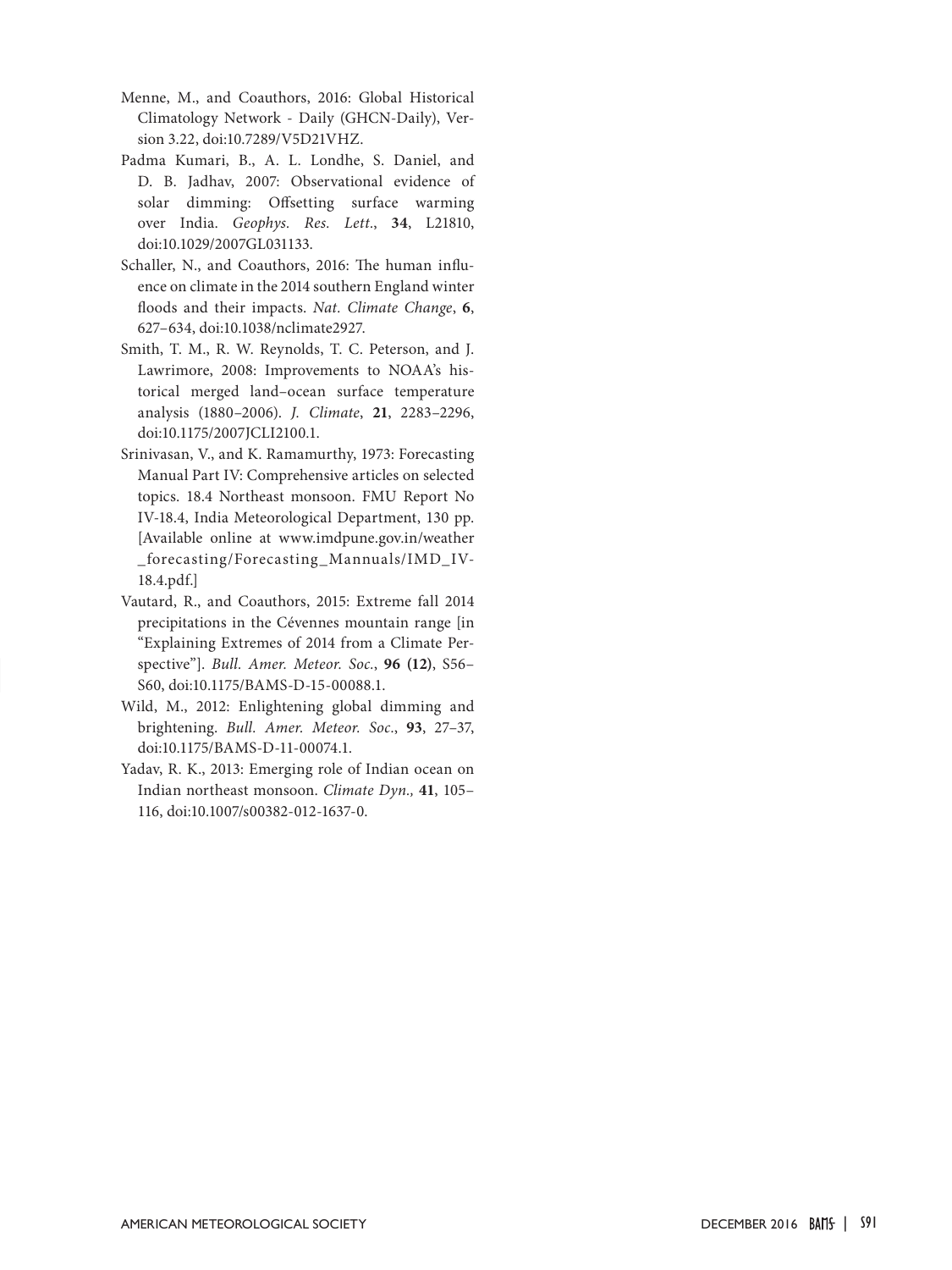Menne, M., and Coauthors, 2016: Global Historical Climatology Network - Daily (GHCN-Daily), Version 3.22, doi:10.7289/V5D21VHZ.

Padma Kumari, B., A. L. Londhe, S. Daniel, and D. B. Jadhav, 2007: Observational evidence of solar dimming: Offsetting surface warming over India. *Geophys. Res. Lett.*, **34**, L21810, doi:10.1029/2007GL031133.

Schaller, N., and Coauthors, 2016: The human influence on climate in the 2014 southern England winter floods and their impacts. *Nat. Climate Change*, **6**, 627–634, doi:10.1038/nclimate2927.

Smith, T. M., R. W. Reynolds, T. C. Peterson, and J. Lawrimore, 2008: Improvements to NOAA's historical merged land–ocean surface temperature analysis (1880–2006). *J. Climate*, **21**, 2283–2296, doi:10.1175/2007JCLI2100.1.

Srinivasan, V., and K. Ramamurthy, 1973: Forecasting Manual Part IV: Comprehensive articles on selected topics. 18.4 Northeast monsoon. FMU Report No IV-18.4, India Meteorological Department, 130 pp. [Available online at www.imdpune.gov.in/weather_forecasting/Forecasting_Mannuals/IMD_IV-18.4.pdf.]

Vautard, R., and Coauthors, 2015: Extreme fall 2014 precipitations in the Cévennes mountain range [in "Explaining Extremes of 2014 from a Climate Perspective"]. *Bull. Amer. Meteor. Soc.*, **96 (12)**, S56–S60, doi:10.1175/BAMS-D-15-00088.1.

Wild, M., 2012: Enlightening global dimming and brightening. *Bull. Amer. Meteor. Soc.*, **93**, 27–37, doi:10.1175/BAMS-D-11-00074.1.

Yadav, R. K., 2013: Emerging role of Indian ocean on Indian northeast monsoon. *Climate Dyn.,* **41**, 105–116, doi:10.1007/s00382-012-1637-0.